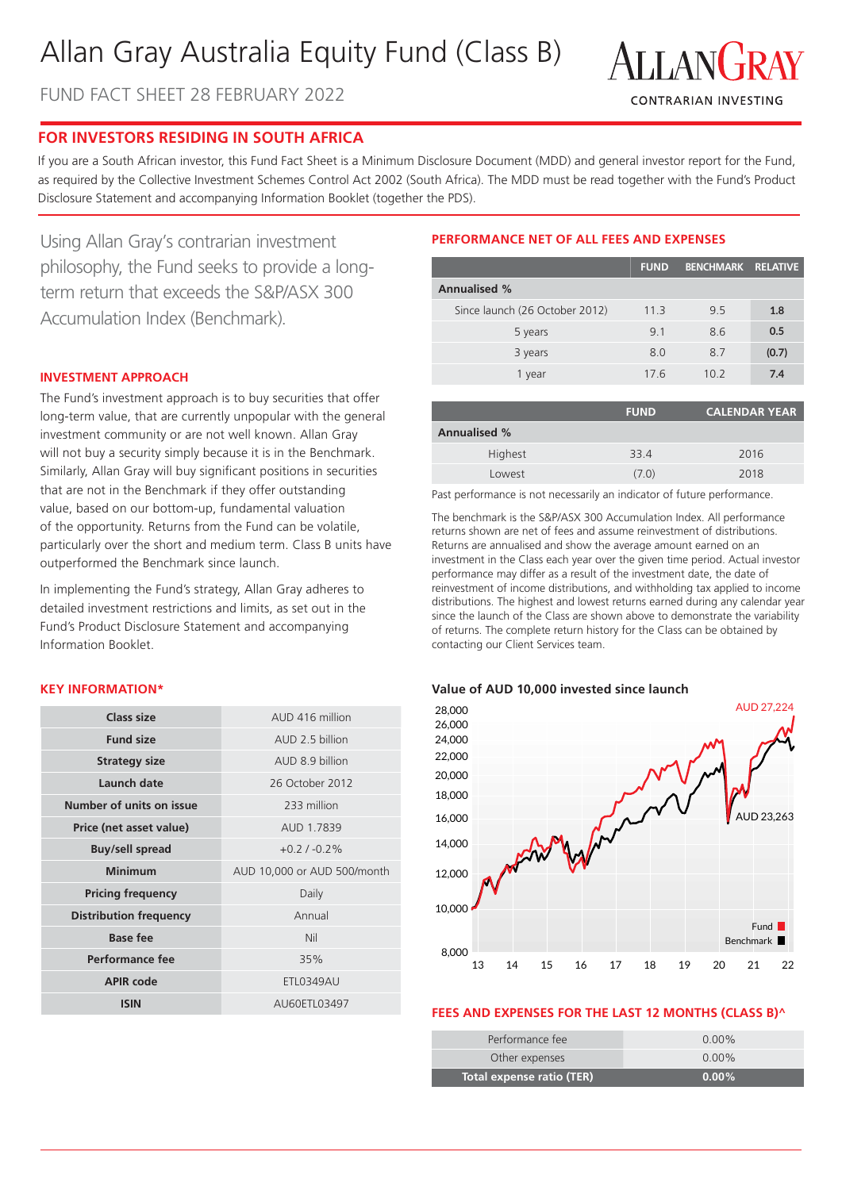# Allan Gray Australia Equity Fund (Class B)

FUND FACT SHEET 28 FEBRUARY 2022

ALLANGRAY
CONTRARIAN INVESTING

## FOR INVESTORS RESIDING IN SOUTH AFRICA

If you are a South African investor, this Fund Fact Sheet is a Minimum Disclosure Document (MDD) and general investor report for the Fund, as required by the Collective Investment Schemes Control Act 2002 (South Africa). The MDD must be read together with the Fund's Product Disclosure Statement and accompanying Information Booklet (together the PDS).

Using Allan Gray's contrarian investment philosophy, the Fund seeks to provide a long-term return that exceeds the S&P/ASX 300 Accumulation Index (Benchmark).

### INVESTMENT APPROACH

The Fund's investment approach is to buy securities that offer long-term value, that are currently unpopular with the general investment community or are not well known. Allan Gray will not buy a security simply because it is in the Benchmark. Similarly, Allan Gray will buy significant positions in securities that are not in the Benchmark if they offer outstanding value, based on our bottom-up, fundamental valuation of the opportunity. Returns from the Fund can be volatile, particularly over the short and medium term. Class B units have outperformed the Benchmark since launch.

In implementing the Fund's strategy, Allan Gray adheres to detailed investment restrictions and limits, as set out in the Fund's Product Disclosure Statement and accompanying Information Booklet.

### KEY INFORMATION*

| | |
|---|---|
| **Class size** | AUD 416 million |
| **Fund size** | AUD 2.5 billion |
| **Strategy size** | AUD 8.9 billion |
| **Launch date** | 26 October 2012 |
| **Number of units on issue** | 233 million |
| **Price (net asset value)** | AUD 1.7839 |
| **Buy/sell spread** | +0.2 / -0.2% |
| **Minimum** | AUD 10,000 or AUD 500/month |
| **Pricing frequency** | Daily |
| **Distribution frequency** | Annual |
| **Base fee** | Nil |
| **Performance fee** | 35% |
| **APIR code** | ETL0349AU |
| **ISIN** | AU60ETL03497 |

### PERFORMANCE NET OF ALL FEES AND EXPENSES

| | FUND | BENCHMARK | RELATIVE |
|---|---|---|---|
| **Annualised %** | | | |
| Since launch (26 October 2012) | 11.3 | 9.5 | **1.8** |
| 5 years | 9.1 | 8.6 | **0.5** |
| 3 years | 8.0 | 8.7 | **(0.7)** |
| 1 year | 17.6 | 10.2 | **7.4** |

| | FUND | CALENDAR YEAR |
|---|---|---|
| **Annualised %** | | |
| Highest | 33.4 | 2016 |
| Lowest | (7.0) | 2018 |

Past performance is not necessarily an indicator of future performance.

The benchmark is the S&P/ASX 300 Accumulation Index. All performance returns shown are net of fees and assume reinvestment of distributions. Returns are annualised and show the average amount earned on an investment in the Class each year over the given time period. Actual investor performance may differ as a result of the investment date, the date of reinvestment of income distributions, and withholding tax applied to income distributions. The highest and lowest returns earned during any calendar year since the launch of the Class are shown above to demonstrate the variability of returns. The complete return history for the Class can be obtained by contacting our Client Services team.

**Value of AUD 10,000 invested since launch**

Fund: AUD 27,224
Benchmark: AUD 23,263

### FEES AND EXPENSES FOR THE LAST 12 MONTHS (CLASS B)^

| | |
|---|---|
| Performance fee | 0.00% |
| Other expenses | 0.00% |
| **Total expense ratio (TER)** | **0.00%** |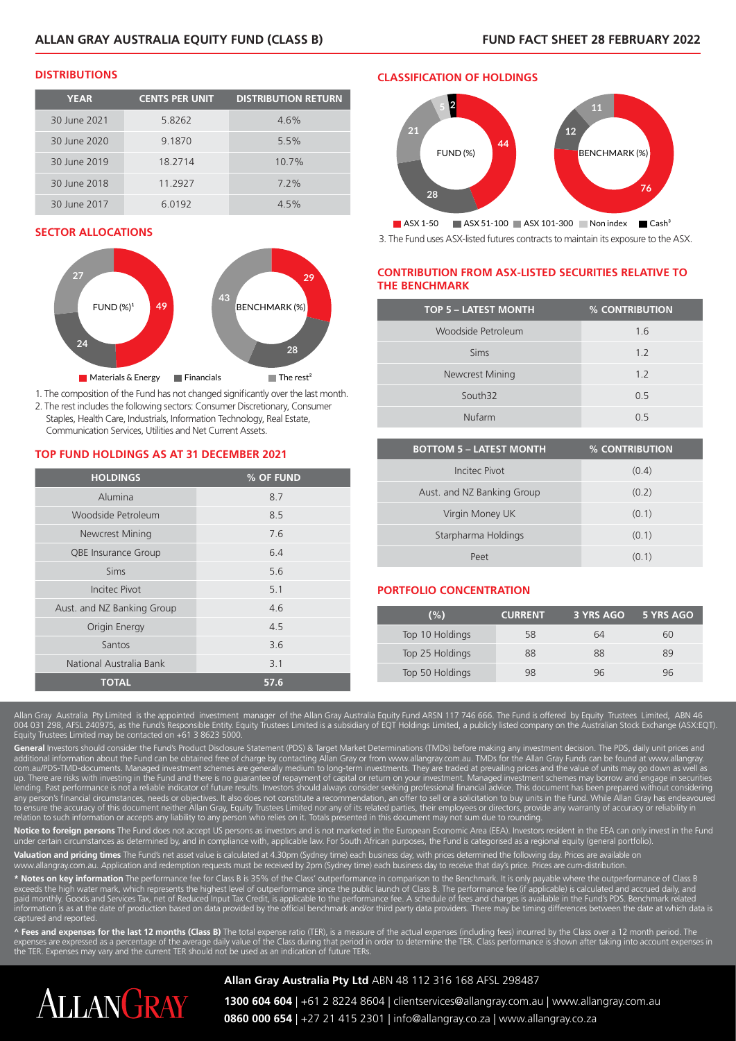## DISTRIBUTIONS

| YEAR | CENTS PER UNIT | DISTRIBUTION RETURN |
|---|---|---|
| 30 June 2021 | 5.8262 | 4.6% |
| 30 June 2020 | 9.1870 | 5.5% |
| 30 June 2019 | 18.2714 | 10.7% |
| 30 June 2018 | 11.2927 | 7.2% |
| 30 June 2017 | 6.0192 | 4.5% |

## SECTOR ALLOCATIONS

FUND (%)[1]
49
24
27

BENCHMARK (%)
29
28
43

Materials & Energy | Financials | The rest[2]

1. The composition of the Fund has not changed significantly over the last month.
2. The rest includes the following sectors: Consumer Discretionary, Consumer Staples, Health Care, Industrials, Information Technology, Real Estate, Communication Services, Utilities and Net Current Assets.

## TOP FUND HOLDINGS AS AT 31 DECEMBER 2021

| HOLDINGS | % OF FUND |
|---|---|
| Alumina | 8.7 |
| Woodside Petroleum | 8.5 |
| Newcrest Mining | 7.6 |
| QBE Insurance Group | 6.4 |
| Sims | 5.6 |
| Incitec Pivot | 5.1 |
| Aust. and NZ Banking Group | 4.6 |
| Origin Energy | 4.5 |
| Santos | 3.6 |
| National Australia Bank | 3.1 |
| **TOTAL** | **57.6** |

## CLASSIFICATION OF HOLDINGS

FUND (%)
44
28
21
5
2

BENCHMARK (%)
76
12
11

ASX 1-50 | ASX 51-100 | ASX 101-300 | Non index | Cash[3]

3. The Fund uses ASX-listed futures contracts to maintain its exposure to the ASX.

## CONTRIBUTION FROM ASX-LISTED SECURITIES RELATIVE TO THE BENCHMARK

| TOP 5 – LATEST MONTH | % CONTRIBUTION |
|---|---|
| Woodside Petroleum | 1.6 |
| Sims | 1.2 |
| Newcrest Mining | 1.2 |
| South32 | 0.5 |
| Nufarm | 0.5 |

| BOTTOM 5 – LATEST MONTH | % CONTRIBUTION |
|---|---|
| Incitec Pivot | (0.4) |
| Aust. and NZ Banking Group | (0.2) |
| Virgin Money UK | (0.1) |
| Starpharma Holdings | (0.1) |
| Peet | (0.1) |

## PORTFOLIO CONCENTRATION

| (%) | CURRENT | 3 YRS AGO | 5 YRS AGO |
|---|---|---|---|
| Top 10 Holdings | 58 | 64 | 60 |
| Top 25 Holdings | 88 | 88 | 89 |
| Top 50 Holdings | 98 | 96 | 96 |

Allan Gray Australia Pty Limited is the appointed investment manager of the Allan Gray Australia Equity Fund ARSN 117 746 666. The Fund is offered by Equity Trustees Limited, ABN 46 004 031 298, AFSL 240975, as the Fund's Responsible Entity. Equity Trustees Limited is a subsidiary of EQT Holdings Limited, a publicly listed company on the Australian Stock Exchange (ASX:EQT). Equity Trustees Limited may be contacted on +61 3 8623 5000.

**General** Investors should consider the Fund's Product Disclosure Statement (PDS) & Target Market Determinations (TMDs) before making any investment decision. The PDS, daily unit prices and additional information about the Fund can be obtained free of charge by contacting Allan Gray or from www.allangray.com.au. TMDs for the Allan Gray Funds can be found at www.allangray.com.au/PDS-TMD-documents. Managed investment schemes are generally medium to long-term investments. They are traded at prevailing prices and the value of units may go down as well as up. There are risks with investing in the Fund and there is no guarantee of repayment of capital or return on your investment. Managed investment schemes may borrow and engage in securities lending. Past performance is not a reliable indicator of future results. Investors should always consider seeking professional financial advice. This document has been prepared without considering any person's financial circumstances, needs or objectives. It also does not constitute a recommendation, an offer to sell or a solicitation to buy units in the Fund. While Allan Gray has endeavoured to ensure the accuracy of this document neither Allan Gray, Equity Trustees Limited nor any of its related parties, their employees or directors, provide any warranty of accuracy or reliability in relation to such information or accepts any liability to any person who relies on it. Totals presented in this document may not sum due to rounding.

**Notice to foreign persons** The Fund does not accept US persons as investors and is not marketed in the European Economic Area (EEA). Investors resident in the EEA can only invest in the Fund under certain circumstances as determined by, and in compliance with, applicable law. For South African purposes, the Fund is categorised as a regional equity (general portfolio).

**Valuation and pricing times** The Fund's net asset value is calculated at 4.30pm (Sydney time) each business day, with prices determined the following day. Prices are available on www.allangray.com.au. Application and redemption requests must be received by 2pm (Sydney time) each business day to receive that day's price. Prices are cum-distribution.

**\* Notes on key information** The performance fee for Class B is 35% of the Class' outperformance in comparison to the Benchmark. It is only payable where the outperformance of Class B exceeds the high water mark, which represents the highest level of outperformance since the public launch of Class B. The performance fee (if applicable) is calculated and accrued daily, and paid monthly. Goods and Services Tax, net of Reduced Input Tax Credit, is applicable to the performance fee. A schedule of fees and charges is available in the Fund's PDS. Benchmark related information is as at the date of production based on data provided by the official benchmark and/or third party data providers. There may be timing differences between the date at which data is captured and reported.

**^ Fees and expenses for the last 12 months (Class B)** The total expense ratio (TER), is a measure of the actual expenses (including fees) incurred by the Class over a 12 month period. The expenses are expressed as a percentage of the average daily value of the Class during that period in order to determine the TER. Class performance is shown after taking into account expenses in the TER. Expenses may vary and the current TER should not be used as an indication of future TERs.

ALLANGRAY

**Allan Gray Australia Pty Ltd** ABN 48 112 316 168 AFSL 298487

**1300 604 604** | +61 2 8224 8604 | clientservices@allangray.com.au | www.allangray.com.au

**0860 000 654** | +27 21 415 2301 | info@allangray.co.za | www.allangray.co.za